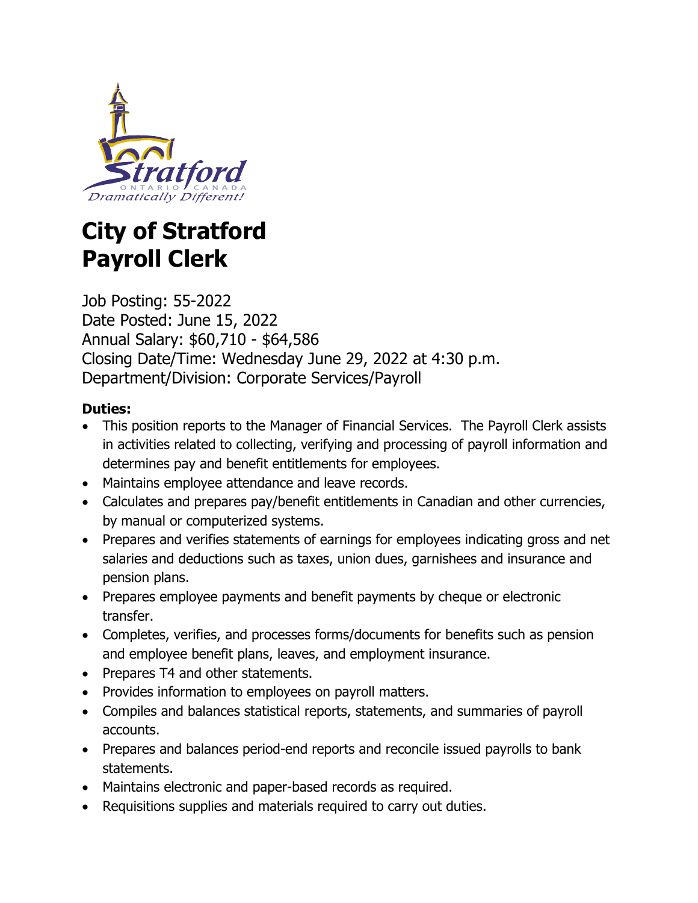# City of Stratford
# Payroll Clerk

Job Posting: 55-2022
Date Posted: June 15, 2022
Annual Salary: $60,710 - $64,586
Closing Date/Time: Wednesday June 29, 2022 at 4:30 p.m.
Department/Division: Corporate Services/Payroll

**Duties:**

- This position reports to the Manager of Financial Services. The Payroll Clerk assists in activities related to collecting, verifying and processing of payroll information and determines pay and benefit entitlements for employees.
- Maintains employee attendance and leave records.
- Calculates and prepares pay/benefit entitlements in Canadian and other currencies, by manual or computerized systems.
- Prepares and verifies statements of earnings for employees indicating gross and net salaries and deductions such as taxes, union dues, garnishees and insurance and pension plans.
- Prepares employee payments and benefit payments by cheque or electronic transfer.
- Completes, verifies, and processes forms/documents for benefits such as pension and employee benefit plans, leaves, and employment insurance.
- Prepares T4 and other statements.
- Provides information to employees on payroll matters.
- Compiles and balances statistical reports, statements, and summaries of payroll accounts.
- Prepares and balances period-end reports and reconcile issued payrolls to bank statements.
- Maintains electronic and paper-based records as required.
- Requisitions supplies and materials required to carry out duties.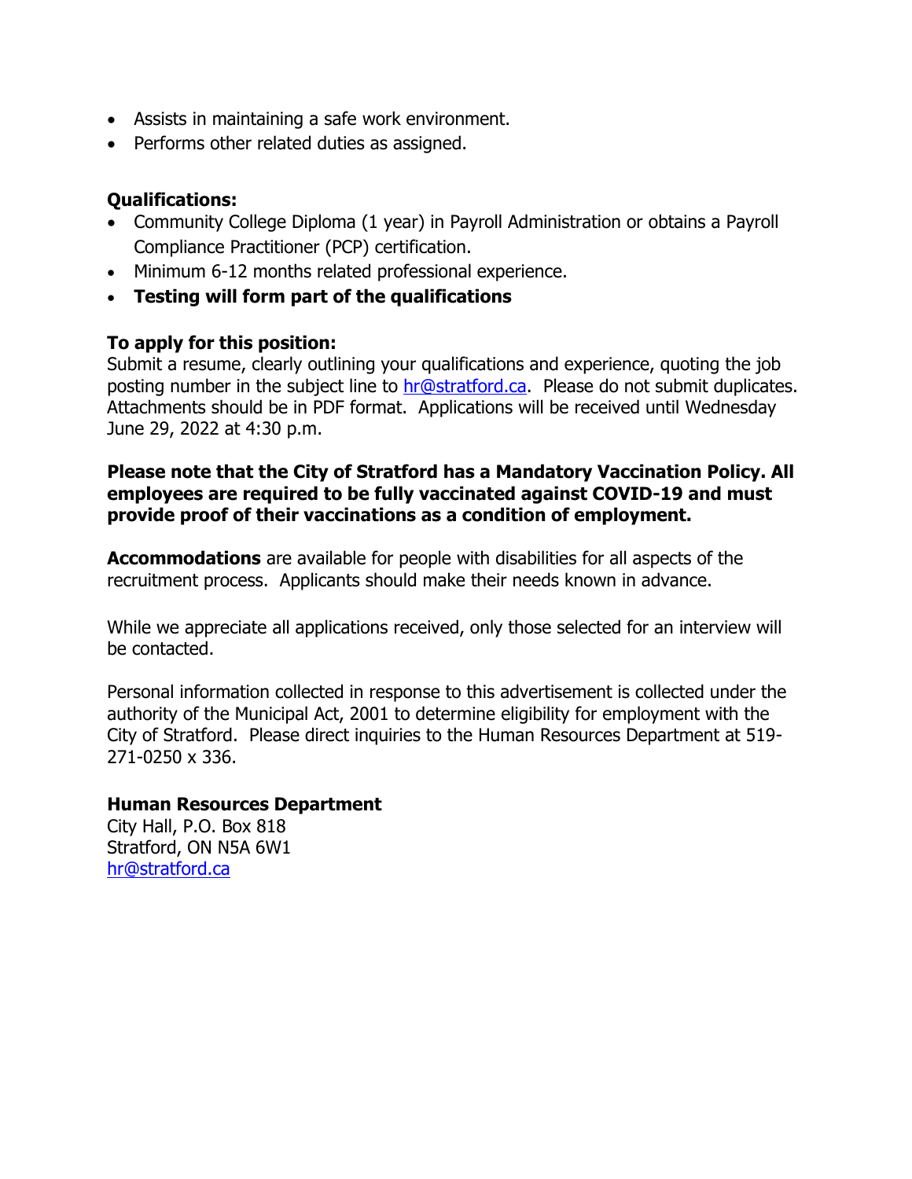- Assists in maintaining a safe work environment.
- Performs other related duties as assigned.

**Qualifications:**

- Community College Diploma (1 year) in Payroll Administration or obtains a Payroll Compliance Practitioner (PCP) certification.
- Minimum 6-12 months related professional experience.
- **Testing will form part of the qualifications**

**To apply for this position:**

Submit a resume, clearly outlining your qualifications and experience, quoting the job posting number in the subject line to hr@stratford.ca. Please do not submit duplicates. Attachments should be in PDF format. Applications will be received until Wednesday June 29, 2022 at 4:30 p.m.

**Please note that the City of Stratford has a Mandatory Vaccination Policy. All employees are required to be fully vaccinated against COVID-19 and must provide proof of their vaccinations as a condition of employment.**

**Accommodations** are available for people with disabilities for all aspects of the recruitment process. Applicants should make their needs known in advance.

While we appreciate all applications received, only those selected for an interview will be contacted.

Personal information collected in response to this advertisement is collected under the authority of the Municipal Act, 2001 to determine eligibility for employment with the City of Stratford. Please direct inquiries to the Human Resources Department at 519-271-0250 x 336.

**Human Resources Department**
City Hall, P.O. Box 818
Stratford, ON N5A 6W1
hr@stratford.ca